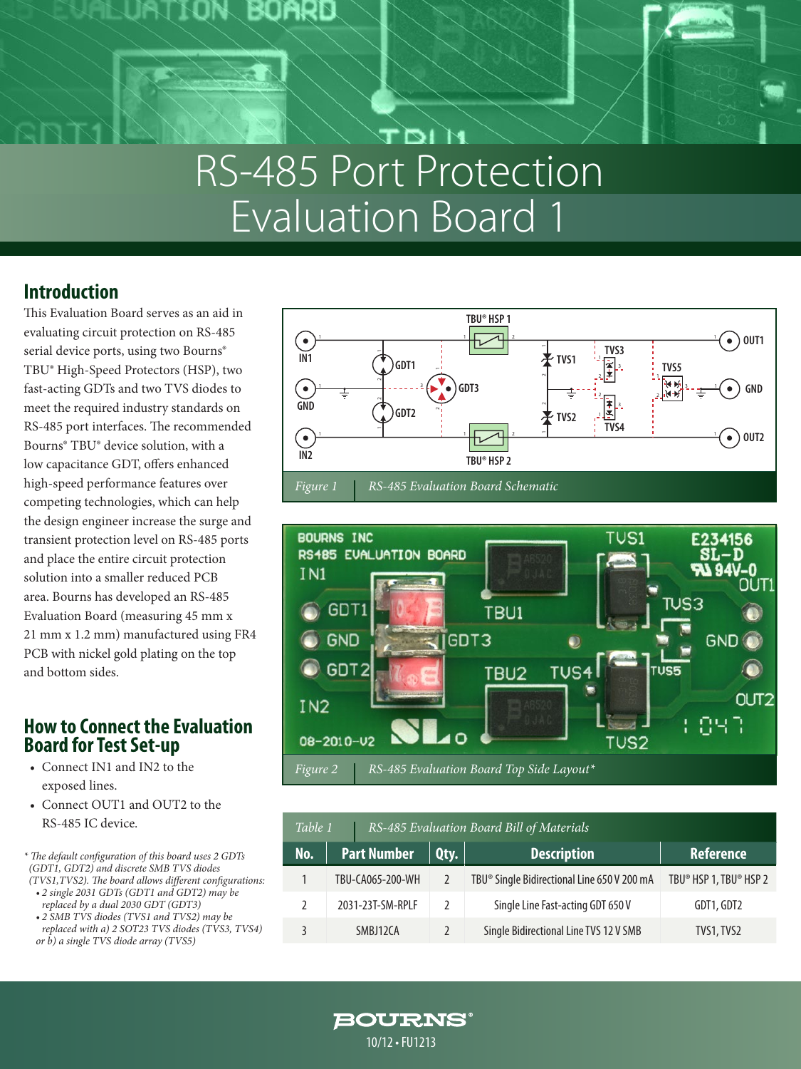# RS-485 Port Protection Evaluation Board 1

## Introduction

This Evaluation Board serves as an aid in evaluating circuit protection on RS-485 serial device ports, using two Bourns® TBU® High-Speed Protectors (HSP), two fast-acting GDTs and two TVS diodes to meet the required industry standards on RS-485 port interfaces. The recommended Bourns® TBU® device solution, with a low capacitance GDT, offers enhanced high-speed performance features over competing technologies, which can help the design engineer increase the surge and transient protection level on RS-485 ports and place the entire circuit protection solution into a smaller reduced PCB area. Bourns has developed an RS-485 Evaluation Board (measuring 45 mm x 21 mm x 1.2 mm) manufactured using FR4 PCB with nickel gold plating on the top and bottom sides.

## How to Connect the Evaluation Board for Test Set-up

- Connect IN1 and IN2 to the exposed lines.
- Connect OUT1 and OUT2 to the RS-485 IC device.

*\* The default configuration of this board uses 2 GDTs (GDT1, GDT2) and discrete SMB TVS diodes (TVS1,TVS2). The board allows different configurations:*
- *2 single 2031 GDTs (GDT1 and GDT2) may be replaced by a dual 2030 GDT (GDT3)*
- *2 SMB TVS diodes (TVS1 and TVS2) may be replaced with a) 2 SOT23 TVS diodes (TVS3, TVS4) or b) a single TVS diode array (TVS5)*

*Figure 1 — RS-485 Evaluation Board Schematic*

*Figure 2 — RS-485 Evaluation Board Top Side Layout\**

*Table 1 — RS-485 Evaluation Board Bill of Materials*

| No. | Part Number | Qty. | Description | Reference |
|---|---|---|---|---|
| 1 | TBU-CA065-200-WH | 2 | TBU® Single Bidirectional Line 650 V 200 mA | TBU® HSP 1, TBU® HSP 2 |
| 2 | 2031-23T-SM-RPLF | 2 | Single Line Fast-acting GDT 650 V | GDT1, GDT2 |
| 3 | SMBJ12CA | 2 | Single Bidirectional Line TVS 12 V SMB | TVS1, TVS2 |

10/12 • FU1213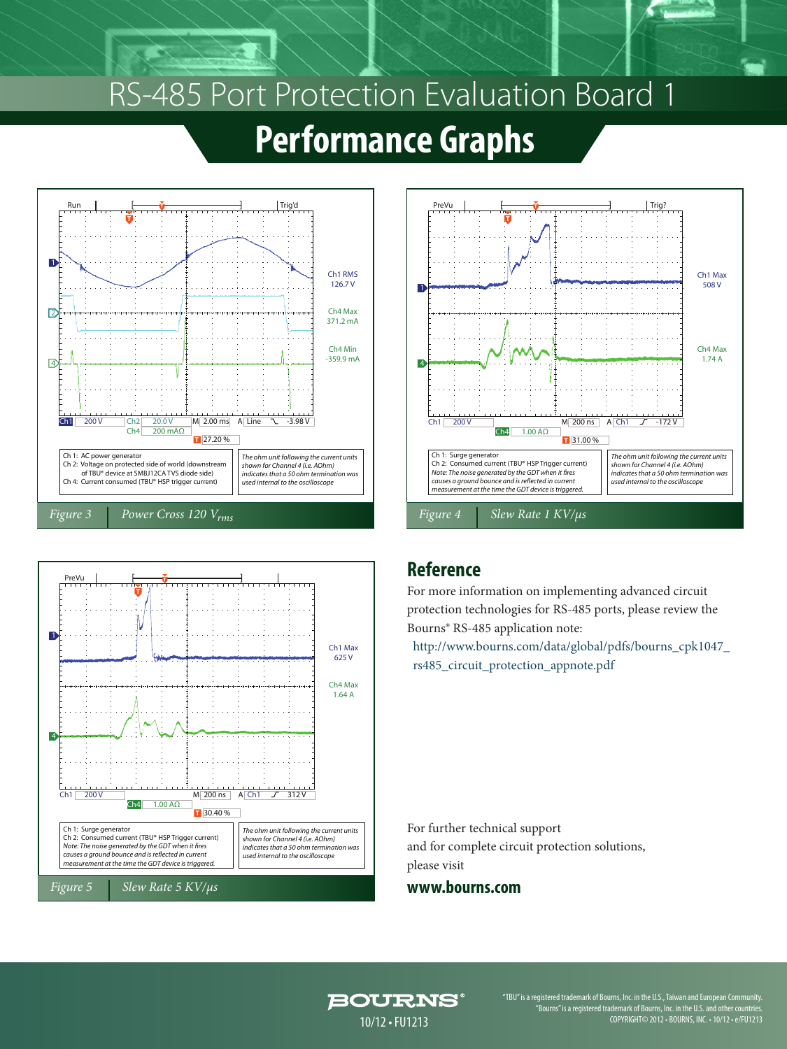# RS-485 Port Protection Evaluation Board 1

## Performance Graphs

Run | Trig'd

Ch1 RMS 126.7 V

Ch4 Max 371.2 mA

Ch4 Min -359.9 mA

Ch1 200 V | Ch2 20.0 V | M 2.00 ms | A Line -3.98 V

Ch4 200 mAΩ

T 27.20 %

Ch 1: AC power generator
Ch 2: Voltage on protected side of world (downstream of TBU® device at SMBJ12CA TVS diode side)
Ch 4: Current consumed (TBU® HSP trigger current)

*The ohm unit following the current units shown for Channel 4 (i.e. AOhm) indicates that a 50 ohm termination was used internal to the oscilloscope*

*Figure 3* *Power Cross 120 $V_{rms}$*

PreVu | Trig?

Ch1 Max 508 V

Ch4 Max 1.74 A

Ch1 200 V | M 200 ns | A Ch1 -172 V

Ch4 1.00 AΩ

T 31.00 %

Ch 1: Surge generator
Ch 2: Consumed current (TBU® HSP Trigger current)
*Note: The noise generated by the GDT when it fires causes a ground bounce and is reflected in current measurement at the time the GDT device is triggered.*

*The ohm unit following the current units shown for Channel 4 (i.e. AOhm) indicates that a 50 ohm termination was used internal to the oscilloscope*

*Figure 4* *Slew Rate 1 KV/μs*

PreVu

Ch1 Max 625 V

Ch4 Max 1.64 A

Ch1 200 V | M 200 ns | A Ch1 312 V

Ch4 1.00 AΩ

T 30.40 %

Ch 1: Surge generator
Ch 2: Consumed current (TBU® HSP Trigger current)
*Note: The noise generated by the GDT when it fires causes a ground bounce and is reflected in current measurement at the time the GDT device is triggered.*

*The ohm unit following the current units shown for Channel 4 (i.e. AOhm) indicates that a 50 ohm termination was used internal to the oscilloscope*

*Figure 5* *Slew Rate 5 KV/μs*

## Reference

For more information on implementing advanced circuit protection technologies for RS-485 ports, please review the Bourns® RS-485 application note:

http://www.bourns.com/data/global/pdfs/bourns_cpk1047_rs485_circuit_protection_appnote.pdf

For further technical support and for complete circuit protection solutions, please visit

**www.bourns.com**

BOURNS®

10/12 • FU1213

"TBU" is a registered trademark of Bourns, Inc. in the U.S., Taiwan and European Community.
"Bourns" is a registered trademark of Bourns, Inc. in the U.S. and other countries.
COPYRIGHT© 2012 • BOURNS, INC. • 10/12 • e/FU1213